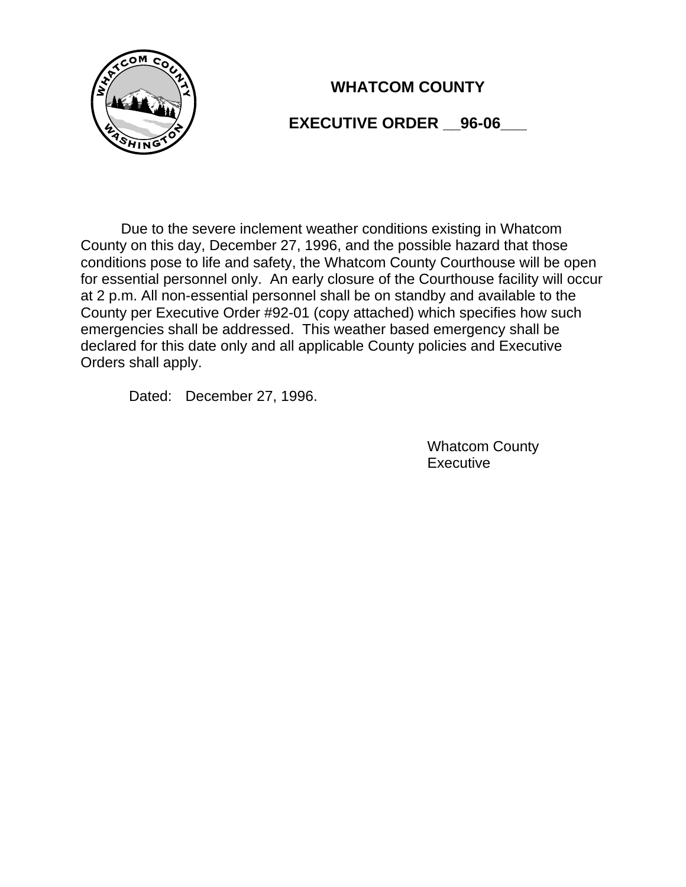# WHATCOM COUNTY

## EXECUTIVE ORDER __96-06___

Due to the severe inclement weather conditions existing in Whatcom County on this day, December 27, 1996, and the possible hazard that those conditions pose to life and safety, the Whatcom County Courthouse will be open for essential personnel only. An early closure of the Courthouse facility will occur at 2 p.m. All non-essential personnel shall be on standby and available to the County per Executive Order #92-01 (copy attached) which specifies how such emergencies shall be addressed. This weather based emergency shall be declared for this date only and all applicable County policies and Executive Orders shall apply.

Dated: December 27, 1996.

Whatcom County
Executive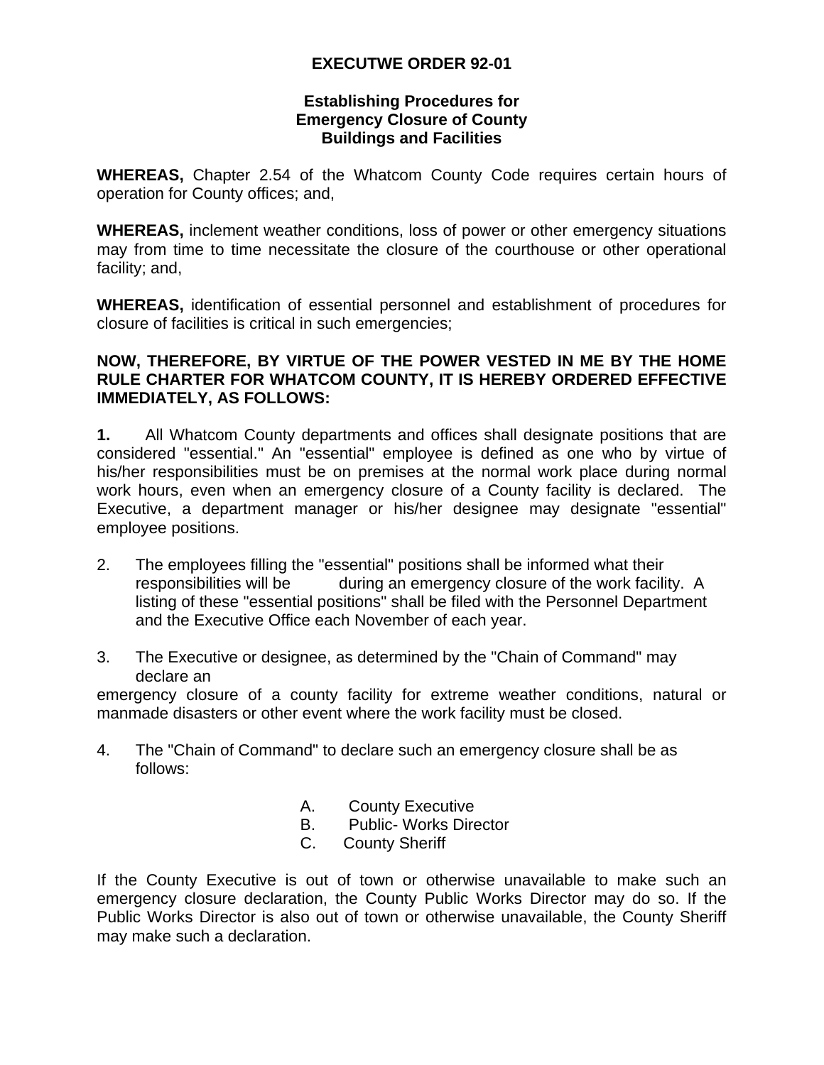**EXECUTWE ORDER 92-01**

**Establishing Procedures for Emergency Closure of County Buildings and Facilities**

**WHEREAS,** Chapter 2.54 of the Whatcom County Code requires certain hours of operation for County offices; and,

**WHEREAS,** inclement weather conditions, loss of power or other emergency situations may from time to time necessitate the closure of the courthouse or other operational facility; and,

**WHEREAS,** identification of essential personnel and establishment of procedures for closure of facilities is critical in such emergencies;

**NOW, THEREFORE, BY VIRTUE OF THE POWER VESTED IN ME BY THE HOME RULE CHARTER FOR WHATCOM COUNTY, IT IS HEREBY ORDERED EFFECTIVE IMMEDIATELY, AS FOLLOWS:**

**1.** All Whatcom County departments and offices shall designate positions that are considered "essential." An "essential" employee is defined as one who by virtue of his/her responsibilities must be on premises at the normal work place during normal work hours, even when an emergency closure of a County facility is declared. The Executive, a department manager or his/her designee may designate "essential" employee positions.

2. The employees filling the "essential" positions shall be informed what their responsibilities will be during an emergency closure of the work facility. A listing of these "essential positions" shall be filed with the Personnel Department and the Executive Office each November of each year.

3. The Executive or designee, as determined by the "Chain of Command" may declare an emergency closure of a county facility for extreme weather conditions, natural or manmade disasters or other event where the work facility must be closed.

4. The "Chain of Command" to declare such an emergency closure shall be as follows:

   A. County Executive
   B. Public- Works Director
   C. County Sheriff

If the County Executive is out of town or otherwise unavailable to make such an emergency closure declaration, the County Public Works Director may do so. If the Public Works Director is also out of town or otherwise unavailable, the County Sheriff may make such a declaration.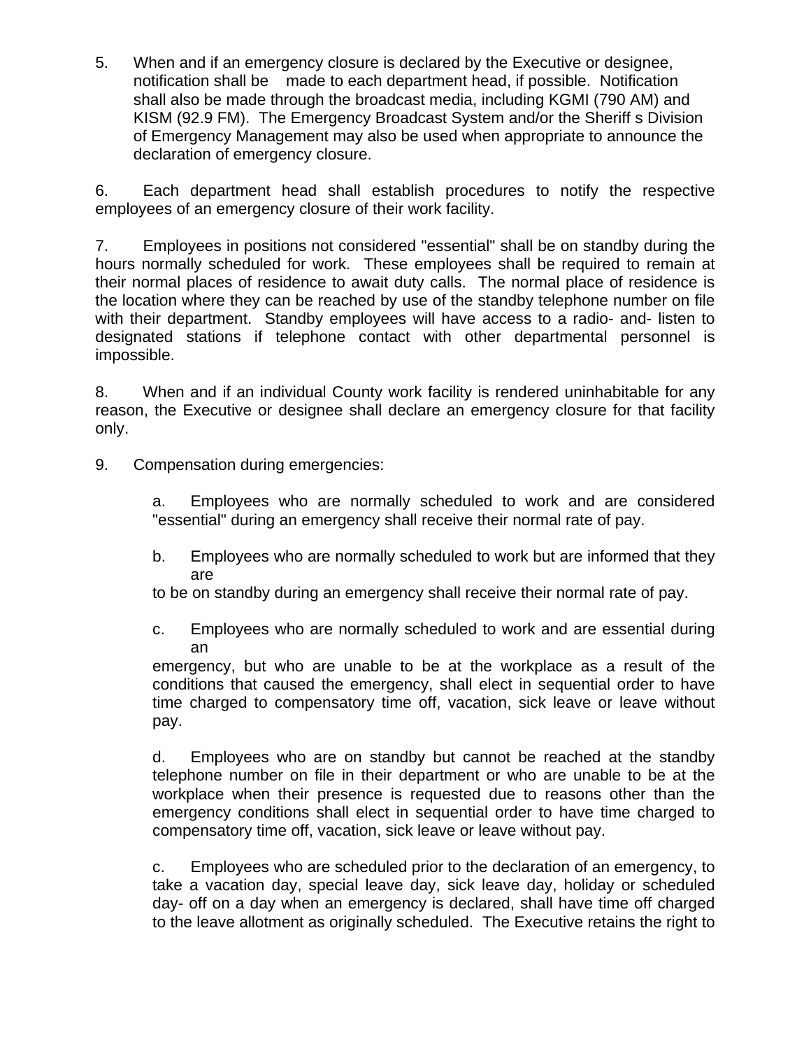5. When and if an emergency closure is declared by the Executive or designee, notification shall be made to each department head, if possible. Notification shall also be made through the broadcast media, including KGMI (790 AM) and KISM (92.9 FM). The Emergency Broadcast System and/or the Sheriff s Division of Emergency Management may also be used when appropriate to announce the declaration of emergency closure.

6. Each department head shall establish procedures to notify the respective employees of an emergency closure of their work facility.

7. Employees in positions not considered "essential" shall be on standby during the hours normally scheduled for work. These employees shall be required to remain at their normal places of residence to await duty calls. The normal place of residence is the location where they can be reached by use of the standby telephone number on file with their department. Standby employees will have access to a radio- and- listen to designated stations if telephone contact with other departmental personnel is impossible.

8. When and if an individual County work facility is rendered uninhabitable for any reason, the Executive or designee shall declare an emergency closure for that facility only.

9. Compensation during emergencies:

   a. Employees who are normally scheduled to work and are considered "essential" during an emergency shall receive their normal rate of pay.

   b. Employees who are normally scheduled to work but are informed that they are to be on standby during an emergency shall receive their normal rate of pay.

   c. Employees who are normally scheduled to work and are essential during an emergency, but who are unable to be at the workplace as a result of the conditions that caused the emergency, shall elect in sequential order to have time charged to compensatory time off, vacation, sick leave or leave without pay.

   d. Employees who are on standby but cannot be reached at the standby telephone number on file in their department or who are unable to be at the workplace when their presence is requested due to reasons other than the emergency conditions shall elect in sequential order to have time charged to compensatory time off, vacation, sick leave or leave without pay.

   c. Employees who are scheduled prior to the declaration of an emergency, to take a vacation day, special leave day, sick leave day, holiday or scheduled day- off on a day when an emergency is declared, shall have time off charged to the leave allotment as originally scheduled. The Executive retains the right to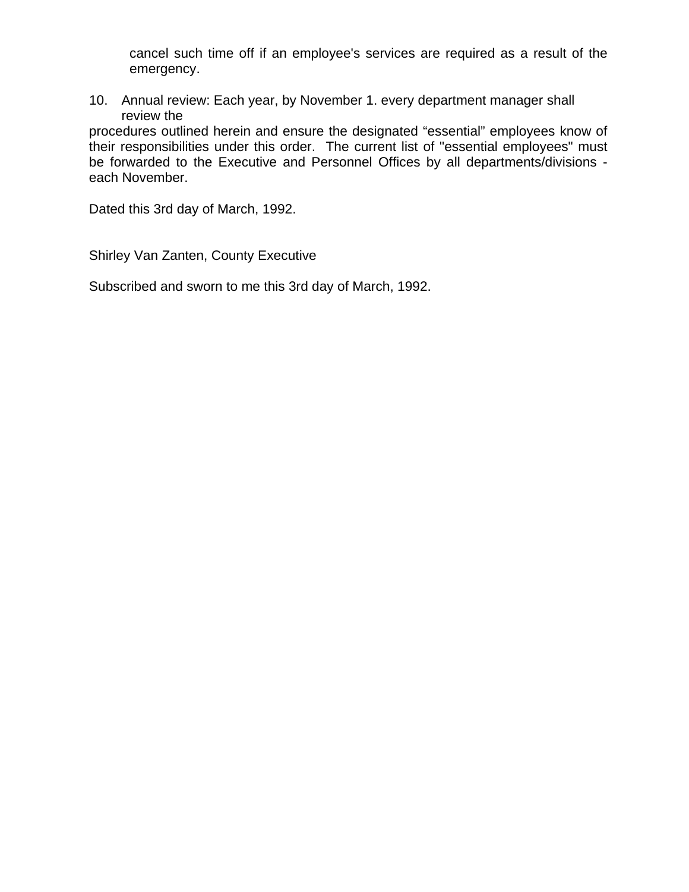cancel such time off if an employee's services are required as a result of the emergency.

10. Annual review: Each year, by November 1. every department manager shall review the procedures outlined herein and ensure the designated "essential" employees know of their responsibilities under this order. The current list of "essential employees" must be forwarded to the Executive and Personnel Offices by all departments/divisions - each November.

Dated this 3rd day of March, 1992.

Shirley Van Zanten, County Executive

Subscribed and sworn to me this 3rd day of March, 1992.